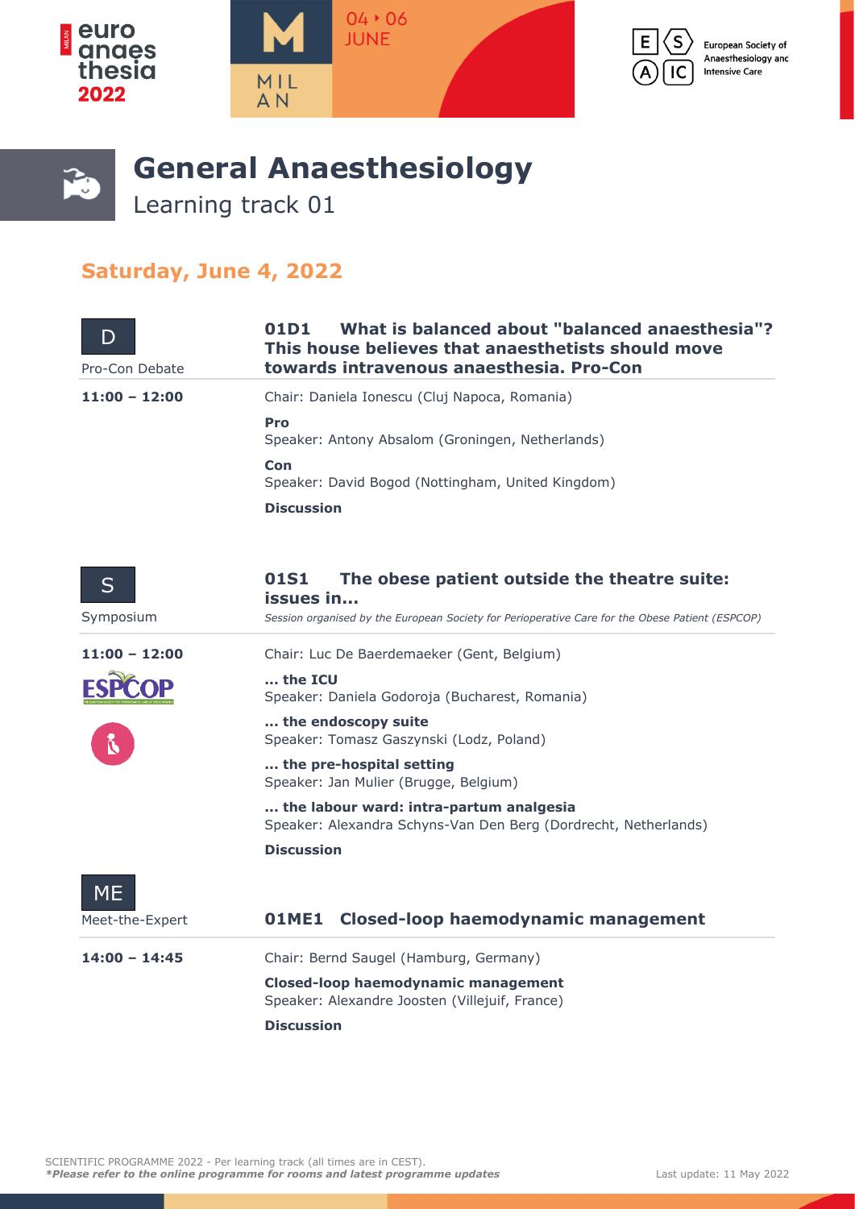# General Anaesthesiology

Learning track 01

## Saturday, June 4, 2022

### D — Pro-Con Debate

**01D1 What is balanced about "balanced anaesthesia"? This house believes that anaesthetists should move towards intravenous anaesthesia. Pro-Con**

**11:00 – 12:00**

Chair: Daniela Ionescu (Cluj Napoca, Romania)

**Pro**
Speaker: Antony Absalom (Groningen, Netherlands)

**Con**
Speaker: David Bogod (Nottingham, United Kingdom)

**Discussion**

### S — Symposium

**01S1 The obese patient outside the theatre suite: issues in...**

*Session organised by the European Society for Perioperative Care for the Obese Patient (ESPCOP)*

**11:00 – 12:00**

Chair: Luc De Baerdemaeker (Gent, Belgium)

**... the ICU**
Speaker: Daniela Godoroja (Bucharest, Romania)

**... the endoscopy suite**
Speaker: Tomasz Gaszynski (Lodz, Poland)

**... the pre-hospital setting**
Speaker: Jan Mulier (Brugge, Belgium)

**... the labour ward: intra-partum analgesia**
Speaker: Alexandra Schyns-Van Den Berg (Dordrecht, Netherlands)

**Discussion**

### ME — Meet-the-Expert

**01ME1 Closed-loop haemodynamic management**

**14:00 – 14:45**

Chair: Bernd Saugel (Hamburg, Germany)

**Closed-loop haemodynamic management**
Speaker: Alexandre Joosten (Villejuif, France)

**Discussion**

SCIENTIFIC PROGRAMME 2022 - Per learning track (all times are in CEST).
***Please refer to the online programme for rooms and latest programme updates***

Last update: 11 May 2022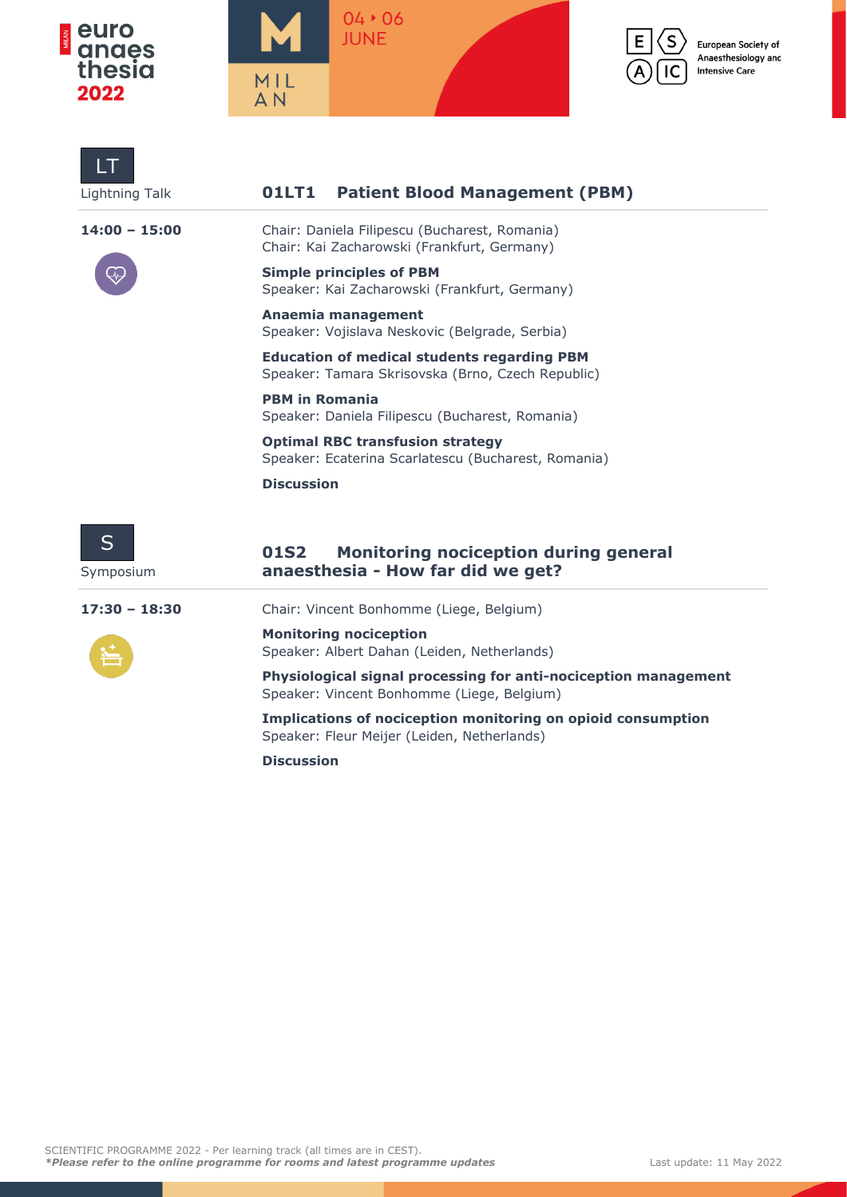LT

Lightning Talk

## 01LT1 Patient Blood Management (PBM)

**14:00 – 15:00**

Chair: Daniela Filipescu (Bucharest, Romania)
Chair: Kai Zacharowski (Frankfurt, Germany)

**Simple principles of PBM**
Speaker: Kai Zacharowski (Frankfurt, Germany)

**Anaemia management**
Speaker: Vojislava Neskovic (Belgrade, Serbia)

**Education of medical students regarding PBM**
Speaker: Tamara Skrisovska (Brno, Czech Republic)

**PBM in Romania**
Speaker: Daniela Filipescu (Bucharest, Romania)

**Optimal RBC transfusion strategy**
Speaker: Ecaterina Scarlatescu (Bucharest, Romania)

**Discussion**

S

Symposium

## 01S2 Monitoring nociception during general anaesthesia - How far did we get?

**17:30 – 18:30**

Chair: Vincent Bonhomme (Liege, Belgium)

**Monitoring nociception**
Speaker: Albert Dahan (Leiden, Netherlands)

**Physiological signal processing for anti-nociception management**
Speaker: Vincent Bonhomme (Liege, Belgium)

**Implications of nociception monitoring on opioid consumption**
Speaker: Fleur Meijer (Leiden, Netherlands)

**Discussion**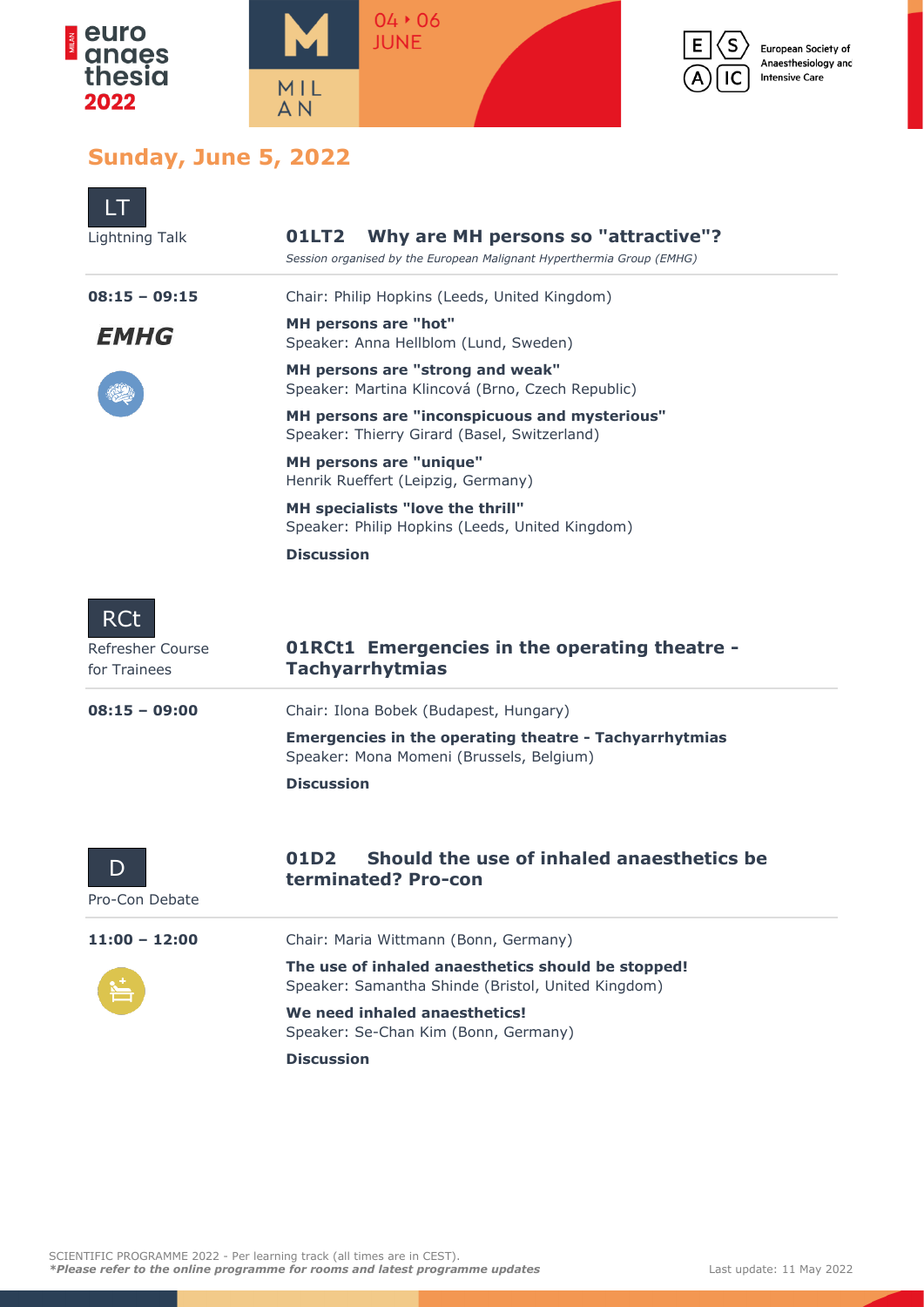## Sunday, June 5, 2022

LT
Lightning Talk

### 01LT2 Why are MH persons so "attractive"?

*Session organised by the European Malignant Hyperthermia Group (EMHG)*

**08:15 – 09:15**

***EMHG***

Chair: Philip Hopkins (Leeds, United Kingdom)

**MH persons are "hot"**
Speaker: Anna Hellblom (Lund, Sweden)

**MH persons are "strong and weak"**
Speaker: Martina Klincová (Brno, Czech Republic)

**MH persons are "inconspicuous and mysterious"**
Speaker: Thierry Girard (Basel, Switzerland)

**MH persons are "unique"**
Henrik Rueffert (Leipzig, Germany)

**MH specialists "love the thrill"**
Speaker: Philip Hopkins (Leeds, United Kingdom)

**Discussion**

RCt
Refresher Course for Trainees

### 01RCt1 Emergencies in the operating theatre - Tachyarrhytmias

**08:15 – 09:00**

Chair: Ilona Bobek (Budapest, Hungary)

**Emergencies in the operating theatre - Tachyarrhythmias**
Speaker: Mona Momeni (Brussels, Belgium)

**Discussion**

D
Pro-Con Debate

### 01D2 Should the use of inhaled anaesthetics be terminated? Pro-con

**11:00 – 12:00**

Chair: Maria Wittmann (Bonn, Germany)

**The use of inhaled anaesthetics should be stopped!**
Speaker: Samantha Shinde (Bristol, United Kingdom)

**We need inhaled anaesthetics!**
Speaker: Se-Chan Kim (Bonn, Germany)

**Discussion**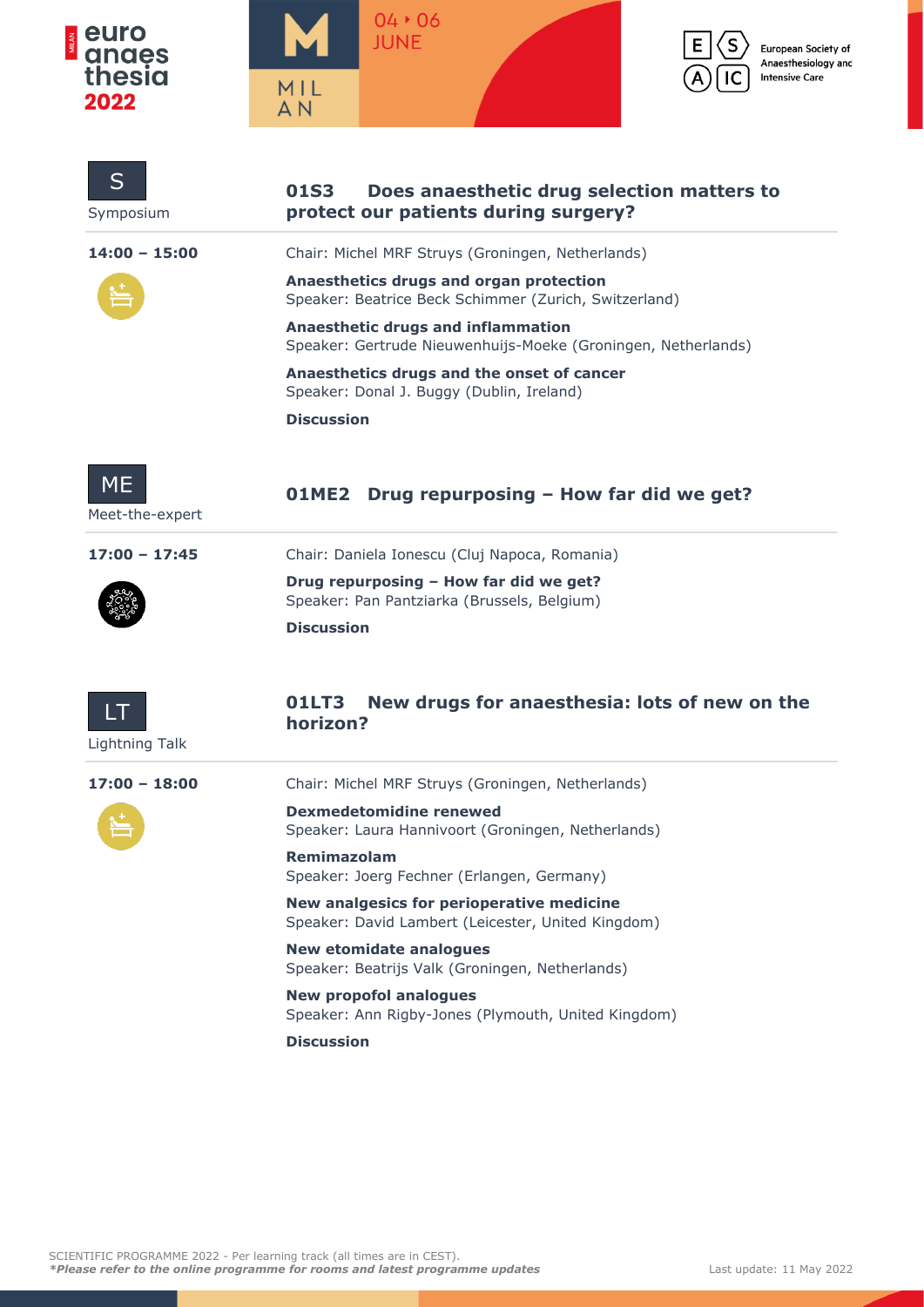S

Symposium

## 01S3 Does anaesthetic drug selection matters to protect our patients during surgery?

**14:00 – 15:00**

Chair: Michel MRF Struys (Groningen, Netherlands)

**Anaesthetics drugs and organ protection**
Speaker: Beatrice Beck Schimmer (Zurich, Switzerland)

**Anaesthetic drugs and inflammation**
Speaker: Gertrude Nieuwenhuijs-Moeke (Groningen, Netherlands)

**Anaesthetics drugs and the onset of cancer**
Speaker: Donal J. Buggy (Dublin, Ireland)

**Discussion**

ME

Meet-the-expert

## 01ME2 Drug repurposing – How far did we get?

**17:00 – 17:45**

Chair: Daniela Ionescu (Cluj Napoca, Romania)

**Drug repurposing – How far did we get?**
Speaker: Pan Pantziarka (Brussels, Belgium)

**Discussion**

LT

Lightning Talk

## 01LT3 New drugs for anaesthesia: lots of new on the horizon?

**17:00 – 18:00**

Chair: Michel MRF Struys (Groningen, Netherlands)

**Dexmedetomidine renewed**
Speaker: Laura Hannivoort (Groningen, Netherlands)

**Remimazolam**
Speaker: Joerg Fechner (Erlangen, Germany)

**New analgesics for perioperative medicine**
Speaker: David Lambert (Leicester, United Kingdom)

**New etomidate analogues**
Speaker: Beatrijs Valk (Groningen, Netherlands)

**New propofol analogues**
Speaker: Ann Rigby-Jones (Plymouth, United Kingdom)

**Discussion**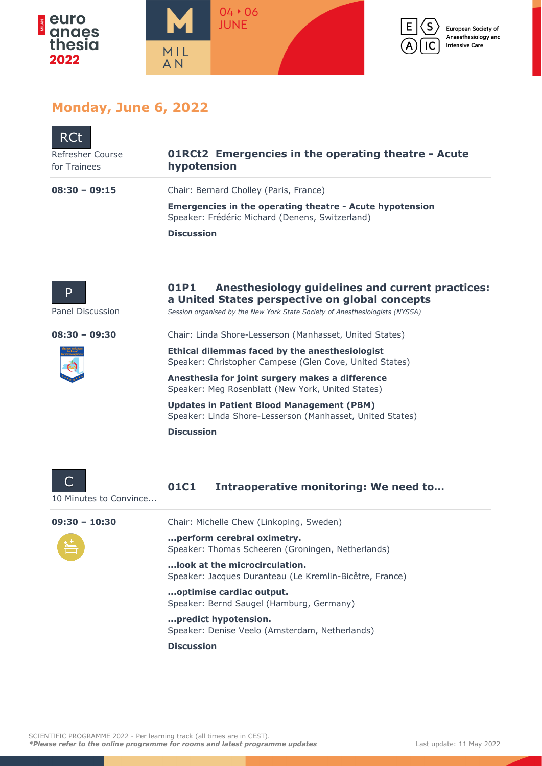## Monday, June 6, 2022

**RCt**
Refresher Course for Trainees

### 01RCt2 Emergencies in the operating theatre - Acute hypotension

**08:30 – 09:15**

Chair: Bernard Cholley (Paris, France)

**Emergencies in the operating theatre - Acute hypotension**
Speaker: Frédéric Michard (Denens, Switzerland)

**Discussion**

**P**
Panel Discussion

### 01P1 Anesthesiology guidelines and current practices: a United States perspective on global concepts

*Session organised by the New York State Society of Anesthesiologists (NYSSA)*

**08:30 – 09:30**

Chair: Linda Shore-Lesserson (Manhasset, United States)

**Ethical dilemmas faced by the anesthesiologist**
Speaker: Christopher Campese (Glen Cove, United States)

**Anesthesia for joint surgery makes a difference**
Speaker: Meg Rosenblatt (New York, United States)

**Updates in Patient Blood Management (PBM)**
Speaker: Linda Shore-Lesserson (Manhasset, United States)

**Discussion**

**C**
10 Minutes to Convince...

### 01C1 Intraoperative monitoring: We need to...

**09:30 – 10:30**

Chair: Michelle Chew (Linkoping, Sweden)

**...perform cerebral oximetry.**
Speaker: Thomas Scheeren (Groningen, Netherlands)

**...look at the microcirculation.**
Speaker: Jacques Duranteau (Le Kremlin-Bicêtre, France)

**...optimise cardiac output.**
Speaker: Bernd Saugel (Hamburg, Germany)

**...predict hypotension.**
Speaker: Denise Veelo (Amsterdam, Netherlands)

**Discussion**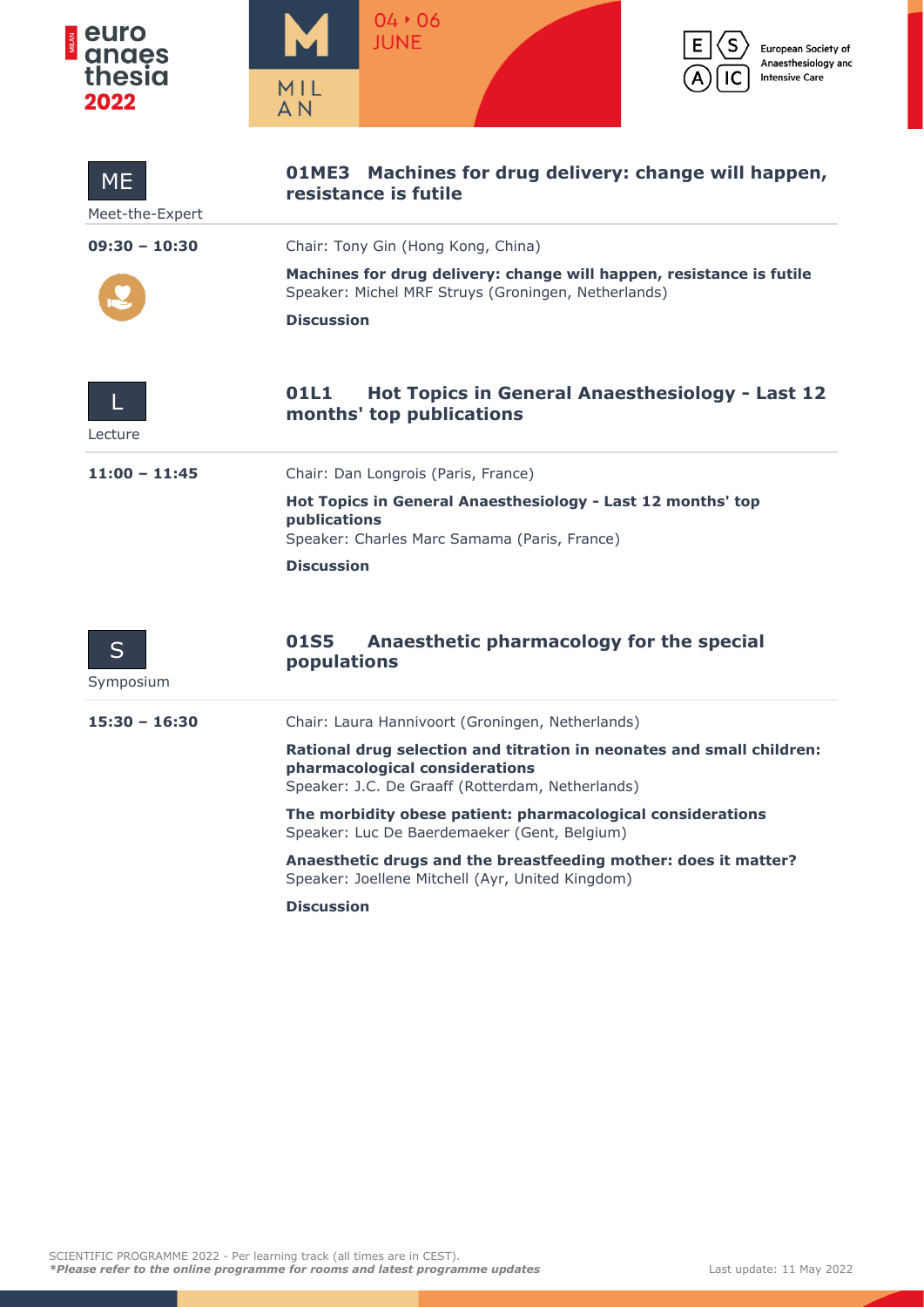ME

Meet-the-Expert

## 01ME3 Machines for drug delivery: change will happen, resistance is futile

**09:30 – 10:30**

Chair: Tony Gin (Hong Kong, China)

**Machines for drug delivery: change will happen, resistance is futile**
Speaker: Michel MRF Struys (Groningen, Netherlands)

**Discussion**

L

Lecture

## 01L1 Hot Topics in General Anaesthesiology - Last 12 months' top publications

**11:00 – 11:45**

Chair: Dan Longrois (Paris, France)

**Hot Topics in General Anaesthesiology - Last 12 months' top publications**
Speaker: Charles Marc Samama (Paris, France)

**Discussion**

S

Symposium

## 01S5 Anaesthetic pharmacology for the special populations

**15:30 – 16:30**

Chair: Laura Hannivoort (Groningen, Netherlands)

**Rational drug selection and titration in neonates and small children: pharmacological considerations**
Speaker: J.C. De Graaff (Rotterdam, Netherlands)

**The morbidity obese patient: pharmacological considerations**
Speaker: Luc De Baerdemaeker (Gent, Belgium)

**Anaesthetic drugs and the breastfeeding mother: does it matter?**
Speaker: Joellene Mitchell (Ayr, United Kingdom)

**Discussion**